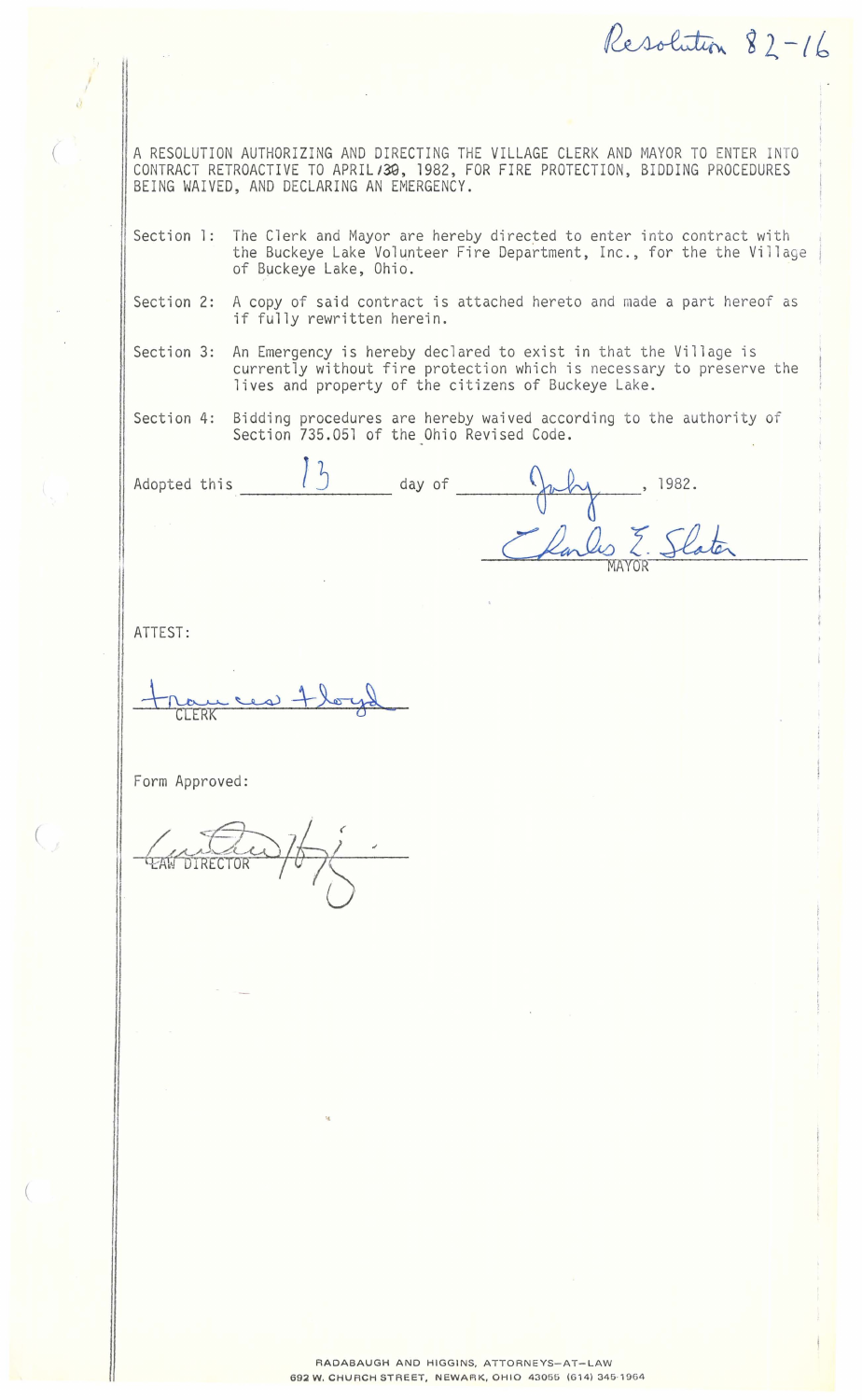Resolution 82-16

A RESOLUTION AUTHORIZING AND DIRECTING THE VILLAGE CLERK AND MAYOR TO ENTER INTO CONTRACT RETROACTIVE TO APRIL 130, 1982, FOR FIRE PROTECTION, BIDDING PROCEDURES BEING WAIVED, AND DECLARING AN EMERGENCY.

Section 1: The Clerk and Mayor are hereby directed to enter into contract with the Buckeye Lake Volunteer Fire Department, Inc., for the the Village of Buckeye Lake, Ohio.

Section 2: A copy of said contract is attached hereto and made a part hereof as if fully rewritten herein.

Section 3: An Emergency is hereby declared to exist in that the Village is currently without fire protection which is necessary to preserve the lives and property of the citizens of Buckeye Lake.

Section 4: Bidding procedures are hereby waived according to the authority of Section 735.051 of the Ohio Revised Code.

Adopted this 13 day of July, 1982.

Charles E. Slater
MAYOR

ATTEST:

Frances Floyd
CLERK

Form Approved:

LAW DIRECTOR

RADABAUGH AND HIGGINS, ATTORNEYS-AT-LAW
692 W. CHURCH STREET, NEWARK, OHIO 43055 (614) 345-1964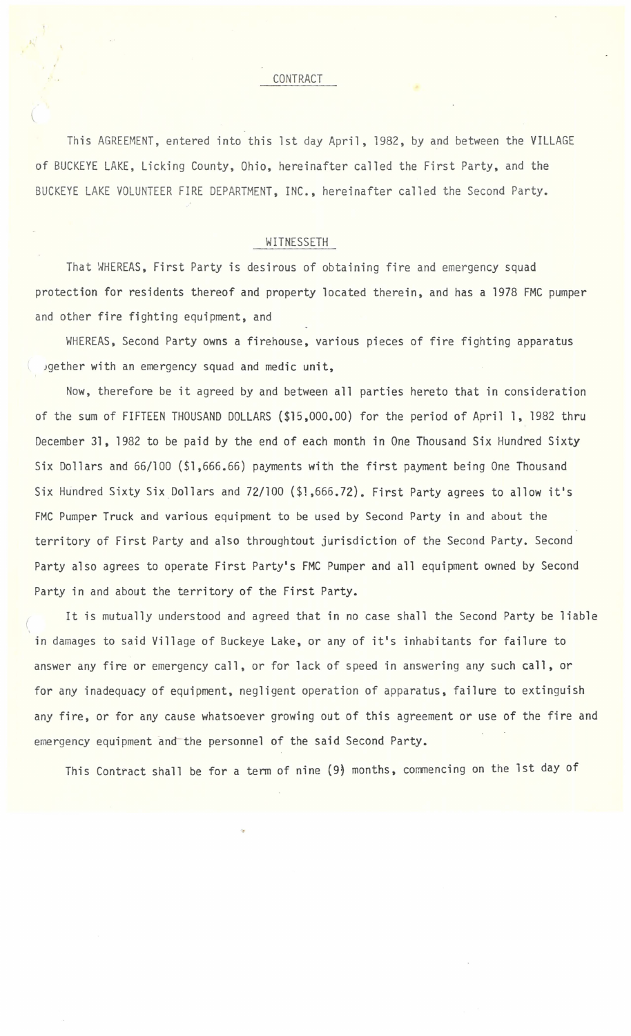## CONTRACT

This AGREEMENT, entered into this 1st day April, 1982, by and between the VILLAGE of BUCKEYE LAKE, Licking County, Ohio, hereinafter called the First Party, and the BUCKEYE LAKE VOLUNTEER FIRE DEPARTMENT, INC., hereinafter called the Second Party.

## WITNESSETH

That WHEREAS, First Party is desirous of obtaining fire and emergency squad protection for residents thereof and property located therein, and has a 1978 FMC pumper and other fire fighting equipment, and

WHEREAS, Second Party owns a firehouse, various pieces of fire fighting apparatus together with an emergency squad and medic unit,

Now, therefore be it agreed by and between all parties hereto that in consideration of the sum of FIFTEEN THOUSAND DOLLARS ($15,000.00) for the period of April 1, 1982 thru December 31, 1982 to be paid by the end of each month in One Thousand Six Hundred Sixty Six Dollars and 66/100 ($1,666.66) payments with the first payment being One Thousand Six Hundred Sixty Six Dollars and 72/100 ($1,666.72). First Party agrees to allow it's FMC Pumper Truck and various equipment to be used by Second Party in and about the territory of First Party and also throughtout jurisdiction of the Second Party. Second Party also agrees to operate First Party's FMC Pumper and all equipment owned by Second Party in and about the territory of the First Party.

It is mutually understood and agreed that in no case shall the Second Party be liable in damages to said Village of Buckeye Lake, or any of it's inhabitants for failure to answer any fire or emergency call, or for lack of speed in answering any such call, or for any inadequacy of equipment, negligent operation of apparatus, failure to extinguish any fire, or for any cause whatsoever growing out of this agreement or use of the fire and emergency equipment and the personnel of the said Second Party.

This Contract shall be for a term of nine (9) months, commencing on the 1st day of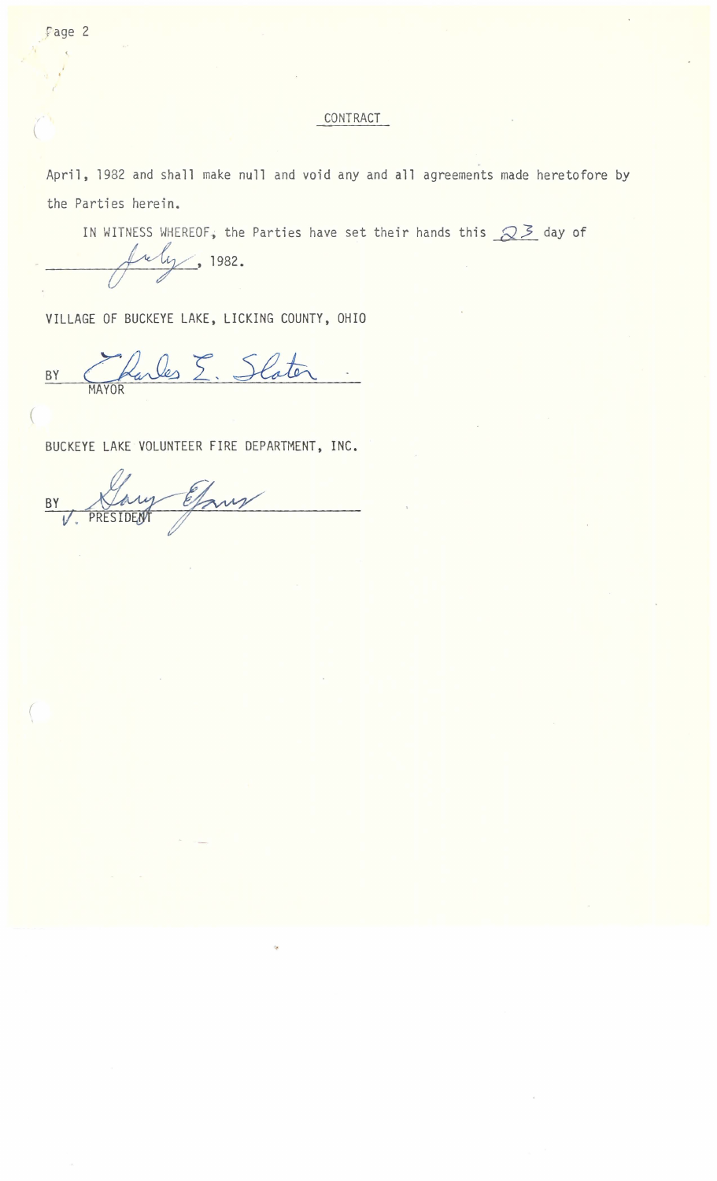CONTRACT

April, 1982 and shall make null and void any and all agreements made heretofore by the Parties herein.

IN WITNESS WHEREOF, the Parties have set their hands this 23 day of July, 1982.

VILLAGE OF BUCKEYE LAKE, LICKING COUNTY, OHIO

BY Charles E. Slater
MAYOR

BUCKEYE LAKE VOLUNTEER FIRE DEPARTMENT, INC.

BY Gary Evans
V. PRESIDENT